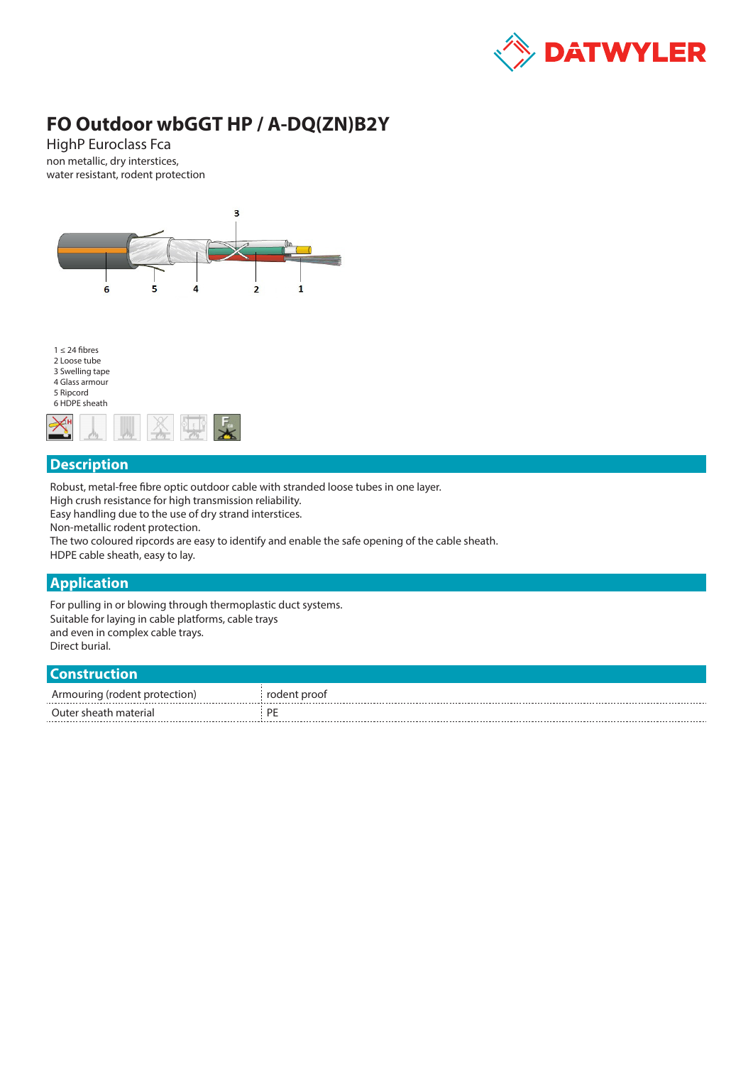# FO Outdoor wbGGT HP / A-DQ(ZN)B2Y

HighP Euroclass Fca

non metallic, dry interstices,
water resistant, rodent protection

1 ≤ 24 fibres
2 Loose tube
3 Swelling tape
4 Glass armour
5 Ripcord
6 HDPE sheath

## Description

Robust, metal-free fibre optic outdoor cable with stranded loose tubes in one layer.
High crush resistance for high transmission reliability.
Easy handling due to the use of dry strand interstices.
Non-metallic rodent protection.
The two coloured ripcords are easy to identify and enable the safe opening of the cable sheath.
HDPE cable sheath, easy to lay.

## Application

For pulling in or blowing through thermoplastic duct systems.
Suitable for laying in cable platforms, cable trays
and even in complex cable trays.
Direct burial.

## Construction

| | |
|---|---|
| Armouring (rodent protection) | rodent proof |
| Outer sheath material | PE |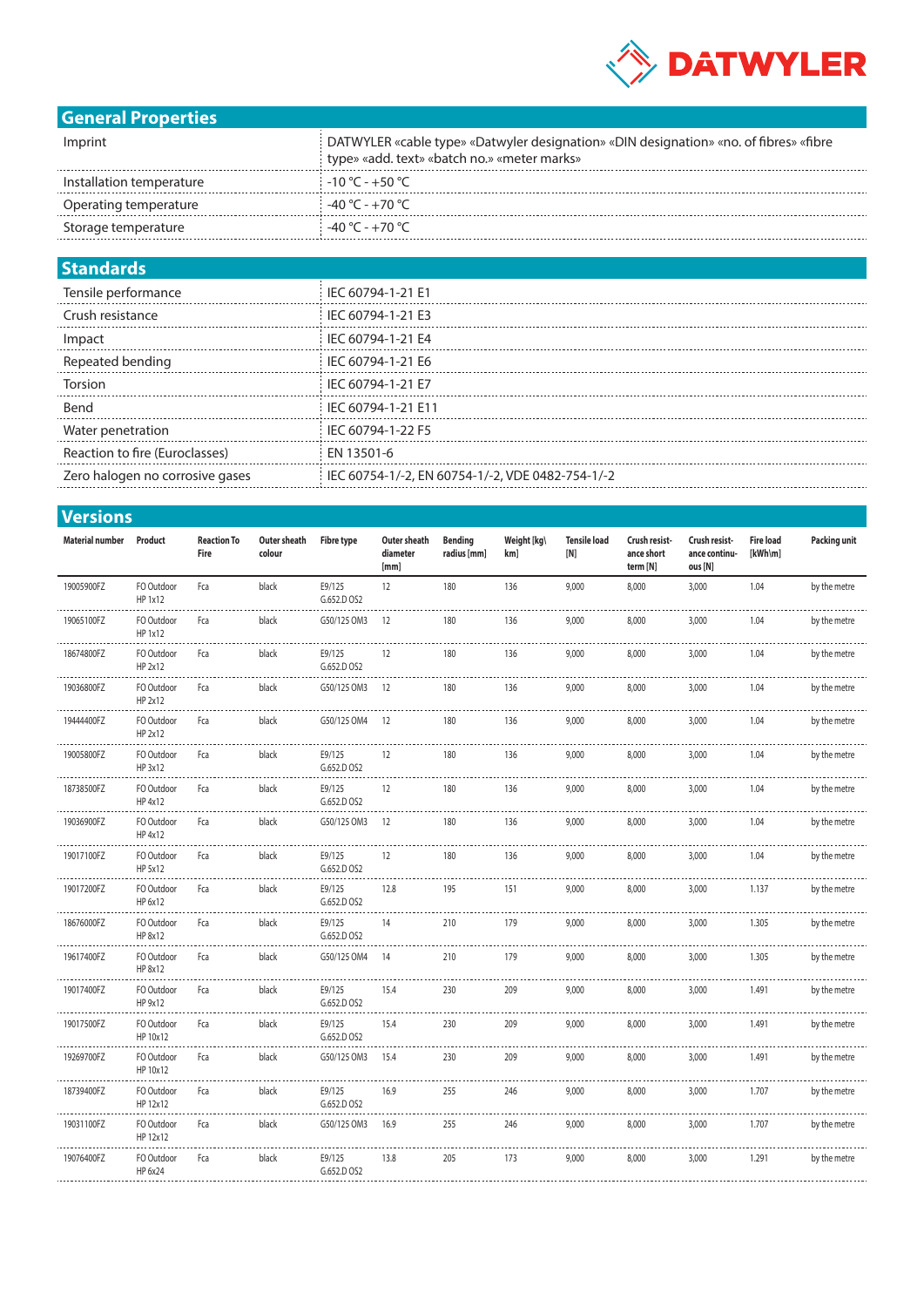## General Properties

| | |
|---|---|
| Imprint | DATWYLER «cable type» «Datwyler designation» «DIN designation» «no. of fibres» «fibre type» «add. text» «batch no.» «meter marks» |
| Installation temperature | -10 °C - +50 °C |
| Operating temperature | -40 °C - +70 °C |
| Storage temperature | -40 °C - +70 °C |

## Standards

| | |
|---|---|
| Tensile performance | IEC 60794-1-21 E1 |
| Crush resistance | IEC 60794-1-21 E3 |
| Impact | IEC 60794-1-21 E4 |
| Repeated bending | IEC 60794-1-21 E6 |
| Torsion | IEC 60794-1-21 E7 |
| Bend | IEC 60794-1-21 E11 |
| Water penetration | IEC 60794-1-22 F5 |
| Reaction to fire (Euroclasses) | EN 13501-6 |
| Zero halogen no corrosive gases | IEC 60754-1/-2, EN 60754-1/-2, VDE 0482-754-1/-2 |

## Versions

| Material number | Product | Reaction To Fire | Outer sheath colour | Fibre type | Outer sheath diameter [mm] | Bending radius [mm] | Weight [kg\km] | Tensile load [N] | Crush resistance short term [N] | Crush resistance continuous [N] | Fire load [kWh\m] | Packing unit |
|---|---|---|---|---|---|---|---|---|---|---|---|---|
| 19005900FZ | FO Outdoor HP 1x12 | Fca | black | E9/125 G.652.D OS2 | 12 | 180 | 136 | 9,000 | 8,000 | 3,000 | 1.04 | by the metre |
| 19065100FZ | FO Outdoor HP 1x12 | Fca | black | G50/125 OM3 | 12 | 180 | 136 | 9,000 | 8,000 | 3,000 | 1.04 | by the metre |
| 18674800FZ | FO Outdoor HP 2x12 | Fca | black | E9/125 G.652.D OS2 | 12 | 180 | 136 | 9,000 | 8,000 | 3,000 | 1.04 | by the metre |
| 19036800FZ | FO Outdoor HP 2x12 | Fca | black | G50/125 OM3 | 12 | 180 | 136 | 9,000 | 8,000 | 3,000 | 1.04 | by the metre |
| 19444400FZ | FO Outdoor HP 2x12 | Fca | black | G50/125 OM4 | 12 | 180 | 136 | 9,000 | 8,000 | 3,000 | 1.04 | by the metre |
| 19005800FZ | FO Outdoor HP 3x12 | Fca | black | E9/125 G.652.D OS2 | 12 | 180 | 136 | 9,000 | 8,000 | 3,000 | 1.04 | by the metre |
| 18738500FZ | FO Outdoor HP 4x12 | Fca | black | E9/125 G.652.D OS2 | 12 | 180 | 136 | 9,000 | 8,000 | 3,000 | 1.04 | by the metre |
| 19036900FZ | FO Outdoor HP 4x12 | Fca | black | G50/125 OM3 | 12 | 180 | 136 | 9,000 | 8,000 | 3,000 | 1.04 | by the metre |
| 19017100FZ | FO Outdoor HP 5x12 | Fca | black | E9/125 G.652.D OS2 | 12 | 180 | 136 | 9,000 | 8,000 | 3,000 | 1.04 | by the metre |
| 19017200FZ | FO Outdoor HP 6x12 | Fca | black | E9/125 G.652.D OS2 | 12.8 | 195 | 151 | 9,000 | 8,000 | 3,000 | 1.137 | by the metre |
| 18676000FZ | FO Outdoor HP 8x12 | Fca | black | E9/125 G.652.D OS2 | 14 | 210 | 179 | 9,000 | 8,000 | 3,000 | 1.305 | by the metre |
| 19617400FZ | FO Outdoor HP 8x12 | Fca | black | G50/125 OM4 | 14 | 210 | 179 | 9,000 | 8,000 | 3,000 | 1.305 | by the metre |
| 19017400FZ | FO Outdoor HP 9x12 | Fca | black | E9/125 G.652.D OS2 | 15.4 | 230 | 209 | 9,000 | 8,000 | 3,000 | 1.491 | by the metre |
| 19017500FZ | FO Outdoor HP 10x12 | Fca | black | E9/125 G.652.D OS2 | 15.4 | 230 | 209 | 9,000 | 8,000 | 3,000 | 1.491 | by the metre |
| 19269700FZ | FO Outdoor HP 10x12 | Fca | black | G50/125 OM3 | 15.4 | 230 | 209 | 9,000 | 8,000 | 3,000 | 1.491 | by the metre |
| 18739400FZ | FO Outdoor HP 12x12 | Fca | black | E9/125 G.652.D OS2 | 16.9 | 255 | 246 | 9,000 | 8,000 | 3,000 | 1.707 | by the metre |
| 19031100FZ | FO Outdoor HP 12x12 | Fca | black | G50/125 OM3 | 16.9 | 255 | 246 | 9,000 | 8,000 | 3,000 | 1.707 | by the metre |
| 19076400FZ | FO Outdoor HP 6x24 | Fca | black | E9/125 G.652.D OS2 | 13.8 | 205 | 173 | 9,000 | 8,000 | 3,000 | 1.291 | by the metre |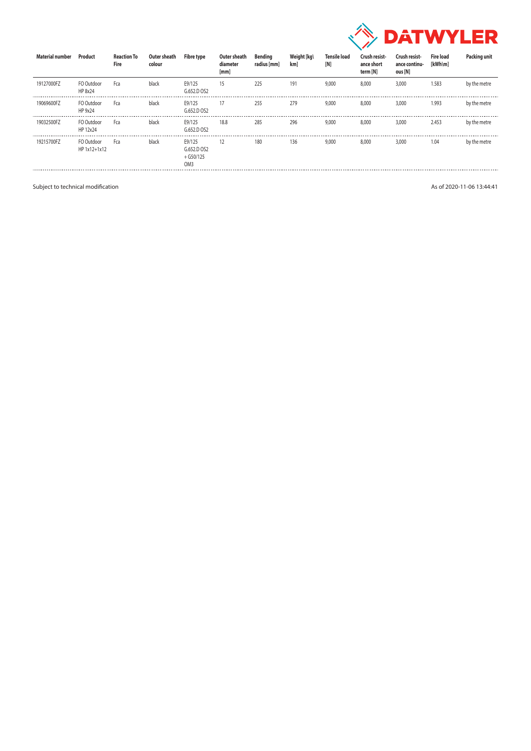| Material number | Product | Reaction To Fire | Outer sheath colour | Fibre type | Outer sheath diameter [mm] | Bending radius [mm] | Weight [kg\km] | Tensile load [N] | Crush resistance short term [N] | Crush resistance continuous [N] | Fire load [kWh\m] | Packing unit |
|---|---|---|---|---|---|---|---|---|---|---|---|---|
| 19127000FZ | FO Outdoor HP 8x24 | Fca | black | E9/125 G.652.D OS2 | 15 | 225 | 191 | 9,000 | 8,000 | 3,000 | 1.583 | by the metre |
| 19069600FZ | FO Outdoor HP 9x24 | Fca | black | E9/125 G.652.D OS2 | 17 | 255 | 279 | 9,000 | 8,000 | 3,000 | 1.993 | by the metre |
| 19032500FZ | FO Outdoor HP 12x24 | Fca | black | E9/125 G.652.D OS2 | 18.8 | 285 | 296 | 9,000 | 8,000 | 3,000 | 2.453 | by the metre |
| 19215700FZ | FO Outdoor HP 1x12+1x12 | Fca | black | E9/125 G.652.D OS2 + G50/125 OM3 | 12 | 180 | 136 | 9,000 | 8,000 | 3,000 | 1.04 | by the metre |

Subject to technical modification

As of 2020-11-06 13:44:41